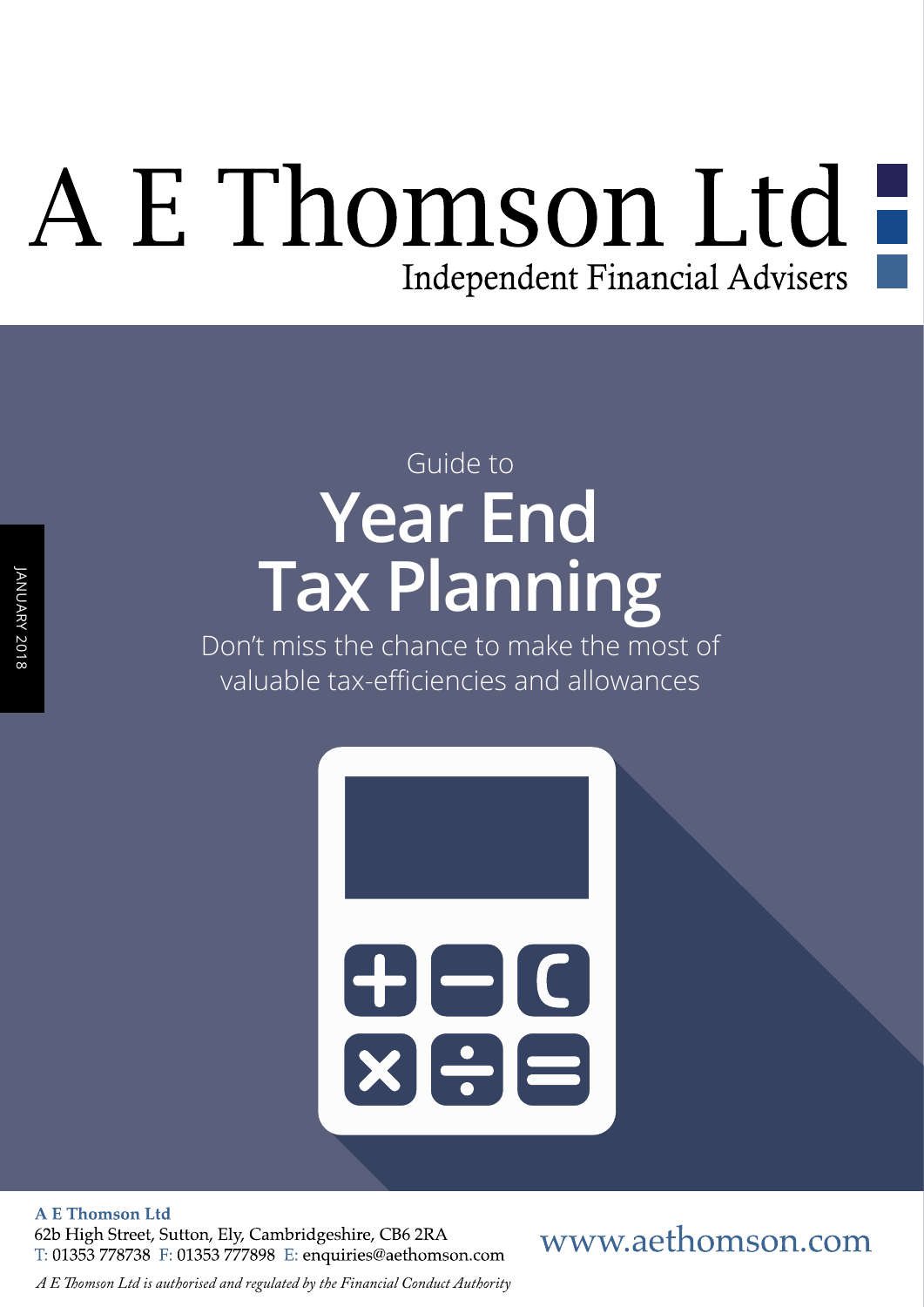# A E Thomson Ltd

Independent Financial Advisers

JANUARY 2018

Guide to

## Year End Tax Planning

Don't miss the chance to make the most of valuable tax-efficiencies and allowances

**A E Thomson Ltd**
62b High Street, Sutton, Ely, Cambridgeshire, CB6 2RA
T: 01353 778738 F: 01353 777898 E: enquiries@aethomson.com

www.aethomson.com

*A E Thomson Ltd is authorised and regulated by the Financial Conduct Authority*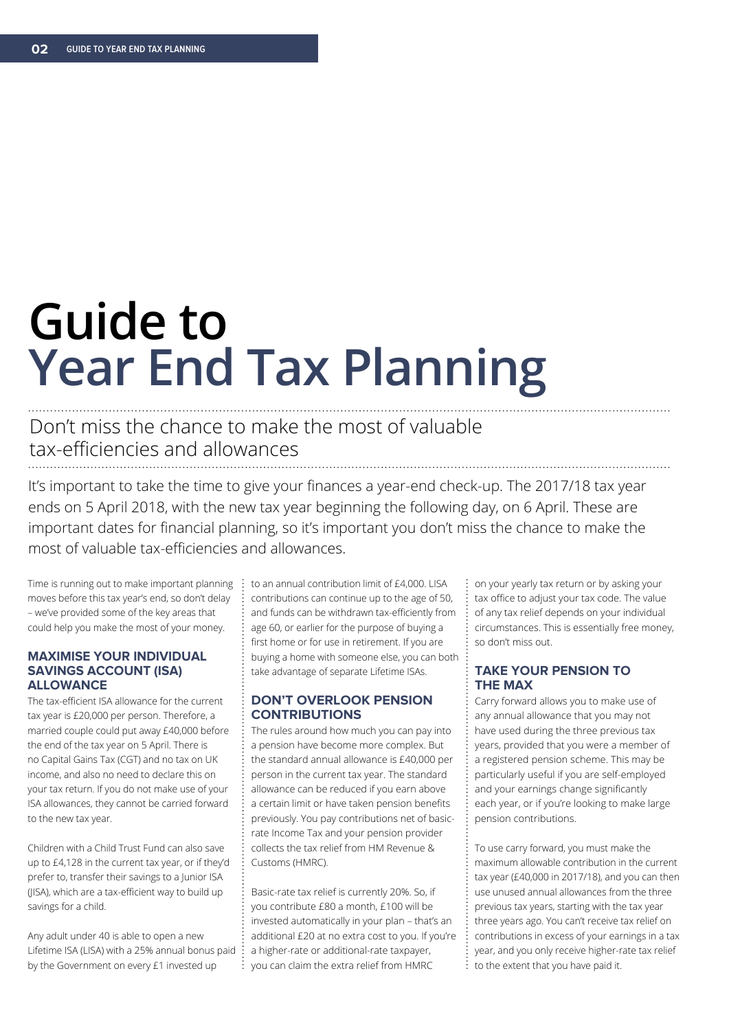# Guide to Year End Tax Planning

## Don't miss the chance to make the most of valuable tax-efficiencies and allowances

It's important to take the time to give your finances a year-end check-up. The 2017/18 tax year ends on 5 April 2018, with the new tax year beginning the following day, on 6 April. These are important dates for financial planning, so it's important you don't miss the chance to make the most of valuable tax-efficiencies and allowances.

Time is running out to make important planning moves before this tax year's end, so don't delay – we've provided some of the key areas that could help you make the most of your money.

### MAXIMISE YOUR INDIVIDUAL SAVINGS ACCOUNT (ISA) ALLOWANCE

The tax-efficient ISA allowance for the current tax year is £20,000 per person. Therefore, a married couple could put away £40,000 before the end of the tax year on 5 April. There is no Capital Gains Tax (CGT) and no tax on UK income, and also no need to declare this on your tax return. If you do not make use of your ISA allowances, they cannot be carried forward to the new tax year.

Children with a Child Trust Fund can also save up to £4,128 in the current tax year, or if they'd prefer to, transfer their savings to a Junior ISA (JISA), which are a tax-efficient way to build up savings for a child.

Any adult under 40 is able to open a new Lifetime ISA (LISA) with a 25% annual bonus paid by the Government on every £1 invested up to an annual contribution limit of £4,000. LISA contributions can continue up to the age of 50, and funds can be withdrawn tax-efficiently from age 60, or earlier for the purpose of buying a first home or for use in retirement. If you are buying a home with someone else, you can both take advantage of separate Lifetime ISAs.

### DON'T OVERLOOK PENSION CONTRIBUTIONS

The rules around how much you can pay into a pension have become more complex. But the standard annual allowance is £40,000 per person in the current tax year. The standard allowance can be reduced if you earn above a certain limit or have taken pension benefits previously. You pay contributions net of basic-rate Income Tax and your pension provider collects the tax relief from HM Revenue & Customs (HMRC).

Basic-rate tax relief is currently 20%. So, if you contribute £80 a month, £100 will be invested automatically in your plan – that's an additional £20 at no extra cost to you. If you're a higher-rate or additional-rate taxpayer, you can claim the extra relief from HMRC on your yearly tax return or by asking your tax office to adjust your tax code. The value of any tax relief depends on your individual circumstances. This is essentially free money, so don't miss out.

### TAKE YOUR PENSION TO THE MAX

Carry forward allows you to make use of any annual allowance that you may not have used during the three previous tax years, provided that you were a member of a registered pension scheme. This may be particularly useful if you are self-employed and your earnings change significantly each year, or if you're looking to make large pension contributions.

To use carry forward, you must make the maximum allowable contribution in the current tax year (£40,000 in 2017/18), and you can then use unused annual allowances from the three previous tax years, starting with the tax year three years ago. You can't receive tax relief on contributions in excess of your earnings in a tax year, and you only receive higher-rate tax relief to the extent that you have paid it.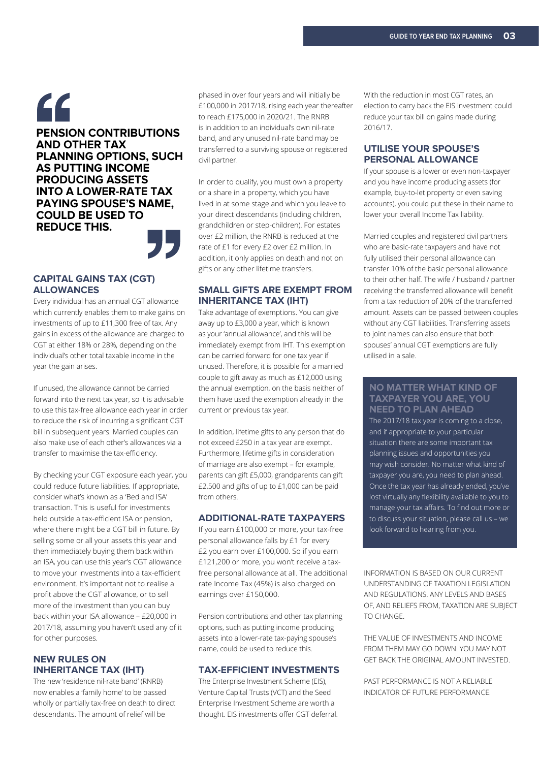> **PENSION CONTRIBUTIONS AND OTHER TAX PLANNING OPTIONS, SUCH AS PUTTING INCOME PRODUCING ASSETS INTO A LOWER-RATE TAX PAYING SPOUSE'S NAME, COULD BE USED TO REDUCE THIS.**

## CAPITAL GAINS TAX (CGT) ALLOWANCES

Every individual has an annual CGT allowance which currently enables them to make gains on investments of up to £11,300 free of tax. Any gains in excess of the allowance are charged to CGT at either 18% or 28%, depending on the individual's other total taxable income in the year the gain arises.

If unused, the allowance cannot be carried forward into the next tax year, so it is advisable to use this tax-free allowance each year in order to reduce the risk of incurring a significant CGT bill in subsequent years. Married couples can also make use of each other's allowances via a transfer to maximise the tax-efficiency.

By checking your CGT exposure each year, you could reduce future liabilities. If appropriate, consider what's known as a 'Bed and ISA' transaction. This is useful for investments held outside a tax-efficient ISA or pension, where there might be a CGT bill in future. By selling some or all your assets this year and then immediately buying them back within an ISA, you can use this year's CGT allowance to move your investments into a tax-efficient environment. It's important not to realise a profit above the CGT allowance, or to sell more of the investment than you can buy back within your ISA allowance – £20,000 in 2017/18, assuming you haven't used any of it for other purposes.

## NEW RULES ON INHERITANCE TAX (IHT)

The new 'residence nil-rate band' (RNRB) now enables a 'family home' to be passed wholly or partially tax-free on death to direct descendants. The amount of relief will be phased in over four years and will initially be £100,000 in 2017/18, rising each year thereafter to reach £175,000 in 2020/21. The RNRB is in addition to an individual's own nil-rate band, and any unused nil-rate band may be transferred to a surviving spouse or registered civil partner.

In order to qualify, you must own a property or a share in a property, which you have lived in at some stage and which you leave to your direct descendants (including children, grandchildren or step-children). For estates over £2 million, the RNRB is reduced at the rate of £1 for every £2 over £2 million. In addition, it only applies on death and not on gifts or any other lifetime transfers.

## SMALL GIFTS ARE EXEMPT FROM INHERITANCE TAX (IHT)

Take advantage of exemptions. You can give away up to £3,000 a year, which is known as your 'annual allowance', and this will be immediately exempt from IHT. This exemption can be carried forward for one tax year if unused. Therefore, it is possible for a married couple to gift away as much as £12,000 using the annual exemption, on the basis neither of them have used the exemption already in the current or previous tax year.

In addition, lifetime gifts to any person that do not exceed £250 in a tax year are exempt. Furthermore, lifetime gifts in consideration of marriage are also exempt – for example, parents can gift £5,000, grandparents can gift £2,500 and gifts of up to £1,000 can be paid from others.

## ADDITIONAL-RATE TAXPAYERS

If you earn £100,000 or more, your tax-free personal allowance falls by £1 for every £2 you earn over £100,000. So if you earn £121,200 or more, you won't receive a tax-free personal allowance at all. The additional rate Income Tax (45%) is also charged on earnings over £150,000.

Pension contributions and other tax planning options, such as putting income producing assets into a lower-rate tax-paying spouse's name, could be used to reduce this.

## TAX-EFFICIENT INVESTMENTS

The Enterprise Investment Scheme (EIS), Venture Capital Trusts (VCT) and the Seed Enterprise Investment Scheme are worth a thought. EIS investments offer CGT deferral. With the reduction in most CGT rates, an election to carry back the EIS investment could reduce your tax bill on gains made during 2016/17.

## UTILISE YOUR SPOUSE'S PERSONAL ALLOWANCE

If your spouse is a lower or even non-taxpayer and you have income producing assets (for example, buy-to-let property or even saving accounts), you could put these in their name to lower your overall Income Tax liability.

Married couples and registered civil partners who are basic-rate taxpayers and have not fully utilised their personal allowance can transfer 10% of the basic personal allowance to their other half. The wife / husband / partner receiving the transferred allowance will benefit from a tax reduction of 20% of the transferred amount. Assets can be passed between couples without any CGT liabilities. Transferring assets to joint names can also ensure that both spouses' annual CGT exemptions are fully utilised in a sale.

## NO MATTER WHAT KIND OF TAXPAYER YOU ARE, YOU NEED TO PLAN AHEAD

The 2017/18 tax year is coming to a close, and if appropriate to your particular situation there are some important tax planning issues and opportunities you may wish consider. No matter what kind of taxpayer you are, you need to plan ahead. Once the tax year has already ended, you've lost virtually any flexibility available to you to manage your tax affairs. To find out more or to discuss your situation, please call us – we look forward to hearing from you.

INFORMATION IS BASED ON OUR CURRENT UNDERSTANDING OF TAXATION LEGISLATION AND REGULATIONS. ANY LEVELS AND BASES OF, AND RELIEFS FROM, TAXATION ARE SUBJECT TO CHANGE.

THE VALUE OF INVESTMENTS AND INCOME FROM THEM MAY GO DOWN. YOU MAY NOT GET BACK THE ORIGINAL AMOUNT INVESTED.

PAST PERFORMANCE IS NOT A RELIABLE INDICATOR OF FUTURE PERFORMANCE.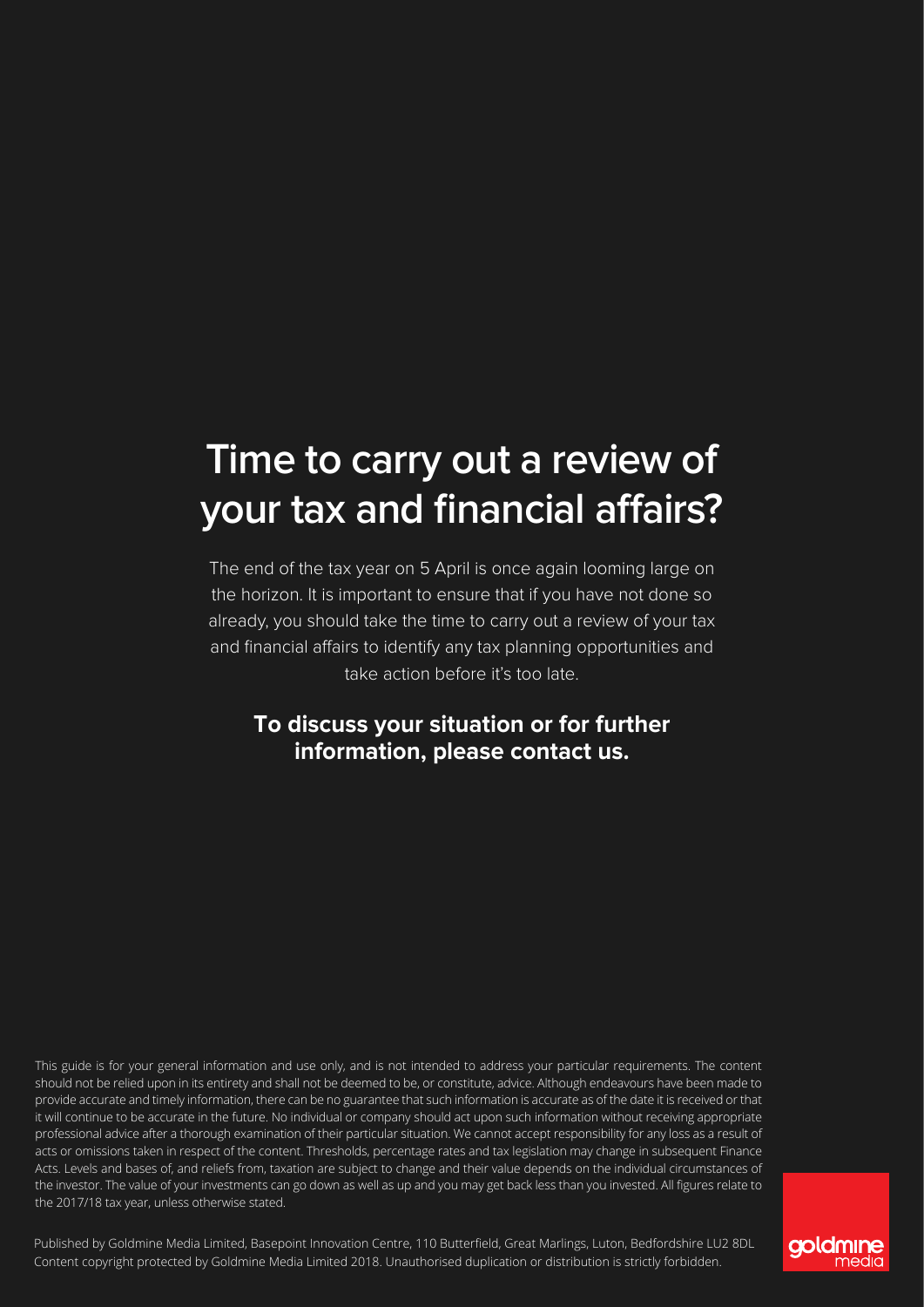# Time to carry out a review of your tax and financial affairs?

The end of the tax year on 5 April is once again looming large on the horizon. It is important to ensure that if you have not done so already, you should take the time to carry out a review of your tax and financial affairs to identify any tax planning opportunities and take action before it's too late.

**To discuss your situation or for further information, please contact us.**

This guide is for your general information and use only, and is not intended to address your particular requirements. The content should not be relied upon in its entirety and shall not be deemed to be, or constitute, advice. Although endeavours have been made to provide accurate and timely information, there can be no guarantee that such information is accurate as of the date it is received or that it will continue to be accurate in the future. No individual or company should act upon such information without receiving appropriate professional advice after a thorough examination of their particular situation. We cannot accept responsibility for any loss as a result of acts or omissions taken in respect of the content. Thresholds, percentage rates and tax legislation may change in subsequent Finance Acts. Levels and bases of, and reliefs from, taxation are subject to change and their value depends on the individual circumstances of the investor. The value of your investments can go down as well as up and you may get back less than you invested. All figures relate to the 2017/18 tax year, unless otherwise stated.

Published by Goldmine Media Limited, Basepoint Innovation Centre, 110 Butterfield, Great Marlings, Luton, Bedfordshire LU2 8DL
Content copyright protected by Goldmine Media Limited 2018. Unauthorised duplication or distribution is strictly forbidden.

goldmine media